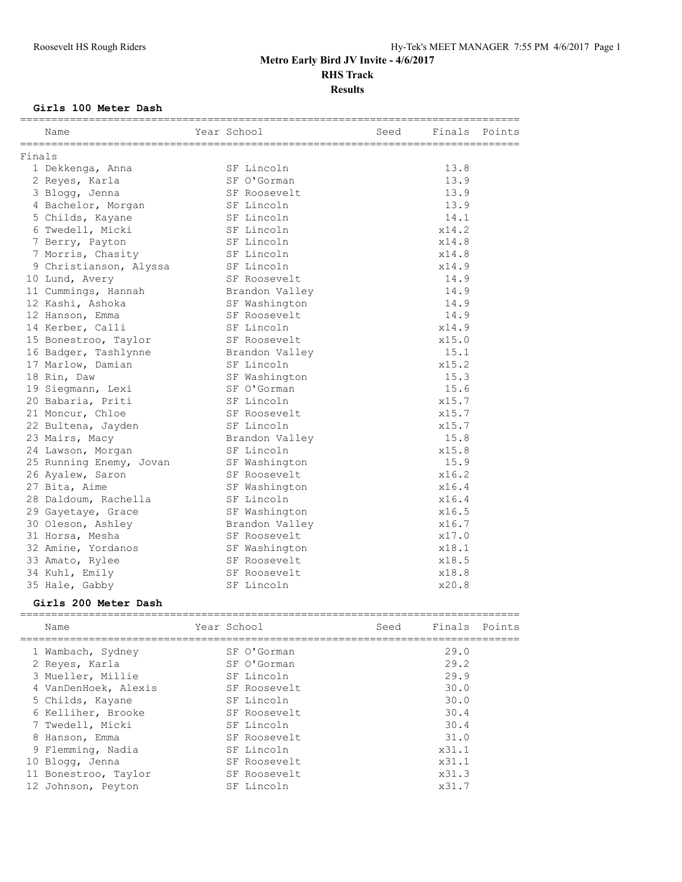# Metro Early Bird JV Invite - 4/6/2017

## RHS Track

## Results

### Girls 100 Meter Dash

| Place | Name | Year | School | Seed | Finals | Points |
|---|---|---|---|---|---|---|
| **Finals** | | | | | | |
| 1 | Dekkenga, Anna | | SF Lincoln | | 13.8 | |
| 2 | Reyes, Karla | | SF O'Gorman | | 13.9 | |
| 3 | Blogg, Jenna | | SF Roosevelt | | 13.9 | |
| 4 | Bachelor, Morgan | | SF Lincoln | | 13.9 | |
| 5 | Childs, Kayane | | SF Lincoln | | 14.1 | |
| 6 | Twedell, Micki | | SF Lincoln | | x14.2 | |
| 7 | Berry, Payton | | SF Lincoln | | x14.8 | |
| 7 | Morris, Chasity | | SF Lincoln | | x14.8 | |
| 9 | Christianson, Alyssa | | SF Lincoln | | x14.9 | |
| 10 | Lund, Avery | | SF Roosevelt | | 14.9 | |
| 11 | Cummings, Hannah | | Brandon Valley | | 14.9 | |
| 12 | Kashi, Ashoka | | SF Washington | | 14.9 | |
| 12 | Hanson, Emma | | SF Roosevelt | | 14.9 | |
| 14 | Kerber, Calli | | SF Lincoln | | x14.9 | |
| 15 | Bonestroo, Taylor | | SF Roosevelt | | x15.0 | |
| 16 | Badger, Tashlynne | | Brandon Valley | | 15.1 | |
| 17 | Marlow, Damian | | SF Lincoln | | x15.2 | |
| 18 | Rin, Daw | | SF Washington | | 15.3 | |
| 19 | Siegmann, Lexi | | SF O'Gorman | | 15.6 | |
| 20 | Babaria, Priti | | SF Lincoln | | x15.7 | |
| 21 | Moncur, Chloe | | SF Roosevelt | | x15.7 | |
| 22 | Bultena, Jayden | | SF Lincoln | | x15.7 | |
| 23 | Mairs, Macy | | Brandon Valley | | 15.8 | |
| 24 | Lawson, Morgan | | SF Lincoln | | x15.8 | |
| 25 | Running Enemy, Jovan | | SF Washington | | 15.9 | |
| 26 | Ayalew, Saron | | SF Roosevelt | | x16.2 | |
| 27 | Bita, Aime | | SF Washington | | x16.4 | |
| 28 | Daldoum, Rachella | | SF Lincoln | | x16.4 | |
| 29 | Gayetaye, Grace | | SF Washington | | x16.5 | |
| 30 | Oleson, Ashley | | Brandon Valley | | x16.7 | |
| 31 | Horsa, Mesha | | SF Roosevelt | | x17.0 | |
| 32 | Amine, Yordanos | | SF Washington | | x18.1 | |
| 33 | Amato, Rylee | | SF Roosevelt | | x18.5 | |
| 34 | Kuhl, Emily | | SF Roosevelt | | x18.8 | |
| 35 | Hale, Gabby | | SF Lincoln | | x20.8 | |

### Girls 200 Meter Dash

| Place | Name | Year | School | Seed | Finals | Points |
|---|---|---|---|---|---|---|
| 1 | Wambach, Sydney | | SF O'Gorman | | 29.0 | |
| 2 | Reyes, Karla | | SF O'Gorman | | 29.2 | |
| 3 | Mueller, Millie | | SF Lincoln | | 29.9 | |
| 4 | VanDenHoek, Alexis | | SF Roosevelt | | 30.0 | |
| 5 | Childs, Kayane | | SF Lincoln | | 30.0 | |
| 6 | Kelliher, Brooke | | SF Roosevelt | | 30.4 | |
| 7 | Twedell, Micki | | SF Lincoln | | 30.4 | |
| 8 | Hanson, Emma | | SF Roosevelt | | 31.0 | |
| 9 | Flemming, Nadia | | SF Lincoln | | x31.1 | |
| 10 | Blogg, Jenna | | SF Roosevelt | | x31.1 | |
| 11 | Bonestroo, Taylor | | SF Roosevelt | | x31.3 | |
| 12 | Johnson, Peyton | | SF Lincoln | | x31.7 | |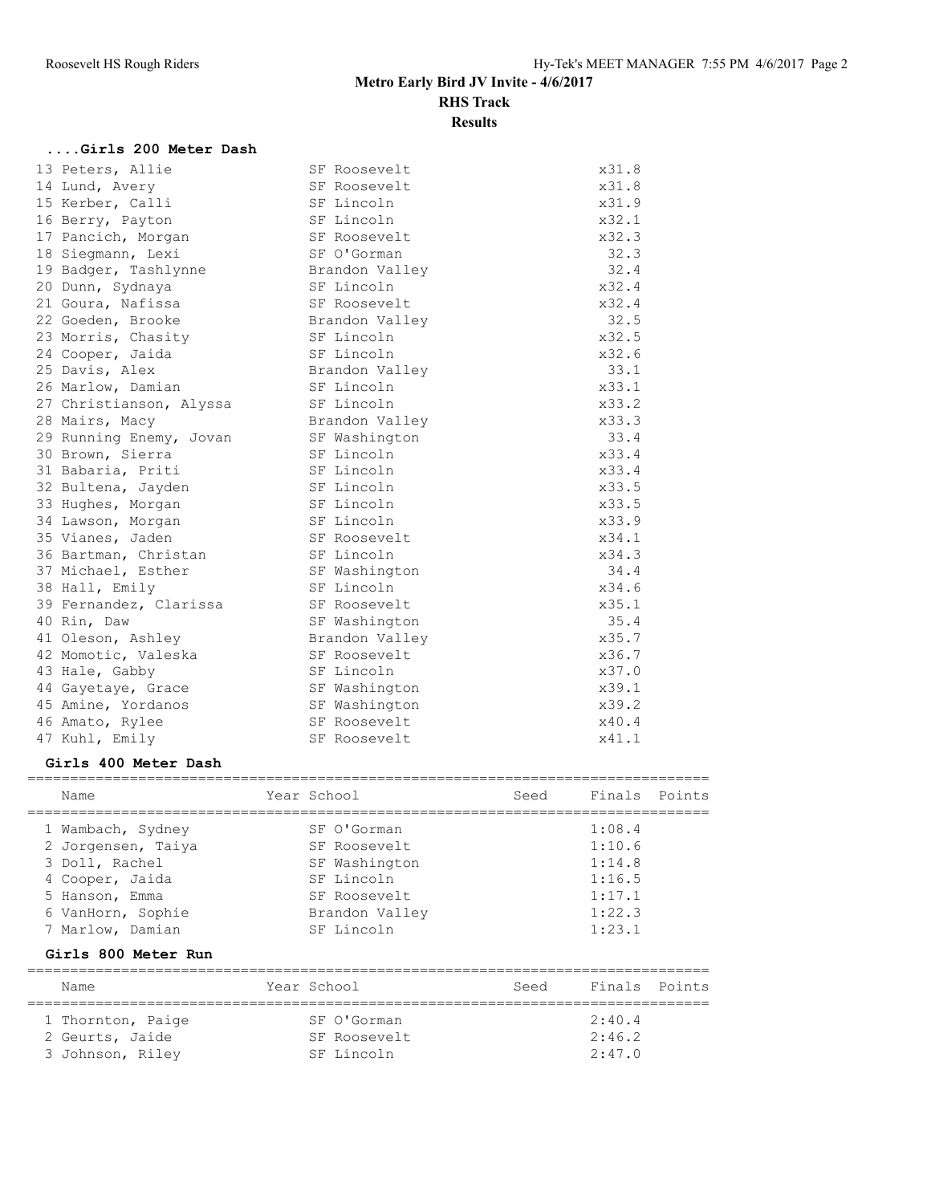# Metro Early Bird JV Invite - 4/6/2017

## RHS Track

## Results

### ....Girls 200 Meter Dash

| Place | Name | Year | School | Seed | Finals | Points |
|---|---|---|---|---|---|---|
| 13 | Peters, Allie | | SF Roosevelt | | x31.8 | |
| 14 | Lund, Avery | | SF Roosevelt | | x31.8 | |
| 15 | Kerber, Calli | | SF Lincoln | | x31.9 | |
| 16 | Berry, Payton | | SF Lincoln | | x32.1 | |
| 17 | Pancich, Morgan | | SF Roosevelt | | x32.3 | |
| 18 | Siegmann, Lexi | | SF O'Gorman | | 32.3 | |
| 19 | Badger, Tashlynne | | Brandon Valley | | 32.4 | |
| 20 | Dunn, Sydnaya | | SF Lincoln | | x32.4 | |
| 21 | Goura, Nafissa | | SF Roosevelt | | x32.4 | |
| 22 | Goeden, Brooke | | Brandon Valley | | 32.5 | |
| 23 | Morris, Chasity | | SF Lincoln | | x32.5 | |
| 24 | Cooper, Jaida | | SF Lincoln | | x32.6 | |
| 25 | Davis, Alex | | Brandon Valley | | 33.1 | |
| 26 | Marlow, Damian | | SF Lincoln | | x33.1 | |
| 27 | Christianson, Alyssa | | SF Lincoln | | x33.2 | |
| 28 | Mairs, Macy | | Brandon Valley | | x33.3 | |
| 29 | Running Enemy, Jovan | | SF Washington | | 33.4 | |
| 30 | Brown, Sierra | | SF Lincoln | | x33.4 | |
| 31 | Babaria, Priti | | SF Lincoln | | x33.4 | |
| 32 | Bultena, Jayden | | SF Lincoln | | x33.5 | |
| 33 | Hughes, Morgan | | SF Lincoln | | x33.5 | |
| 34 | Lawson, Morgan | | SF Lincoln | | x33.9 | |
| 35 | Vianes, Jaden | | SF Roosevelt | | x34.1 | |
| 36 | Bartman, Christan | | SF Lincoln | | x34.3 | |
| 37 | Michael, Esther | | SF Washington | | 34.4 | |
| 38 | Hall, Emily | | SF Lincoln | | x34.6 | |
| 39 | Fernandez, Clarissa | | SF Roosevelt | | x35.1 | |
| 40 | Rin, Daw | | SF Washington | | 35.4 | |
| 41 | Oleson, Ashley | | Brandon Valley | | x35.7 | |
| 42 | Momotic, Valeska | | SF Roosevelt | | x36.7 | |
| 43 | Hale, Gabby | | SF Lincoln | | x37.0 | |
| 44 | Gayetaye, Grace | | SF Washington | | x39.1 | |
| 45 | Amine, Yordanos | | SF Washington | | x39.2 | |
| 46 | Amato, Rylee | | SF Roosevelt | | x40.4 | |
| 47 | Kuhl, Emily | | SF Roosevelt | | x41.1 | |

### Girls 400 Meter Dash

| Place | Name | Year | School | Seed | Finals | Points |
|---|---|---|---|---|---|---|
| 1 | Wambach, Sydney | | SF O'Gorman | | 1:08.4 | |
| 2 | Jorgensen, Taiya | | SF Roosevelt | | 1:10.6 | |
| 3 | Doll, Rachel | | SF Washington | | 1:14.8 | |
| 4 | Cooper, Jaida | | SF Lincoln | | 1:16.5 | |
| 5 | Hanson, Emma | | SF Roosevelt | | 1:17.1 | |
| 6 | VanHorn, Sophie | | Brandon Valley | | 1:22.3 | |
| 7 | Marlow, Damian | | SF Lincoln | | 1:23.1 | |

### Girls 800 Meter Run

| Place | Name | Year | School | Seed | Finals | Points |
|---|---|---|---|---|---|---|
| 1 | Thornton, Paige | | SF O'Gorman | | 2:40.4 | |
| 2 | Geurts, Jaide | | SF Roosevelt | | 2:46.2 | |
| 3 | Johnson, Riley | | SF Lincoln | | 2:47.0 | |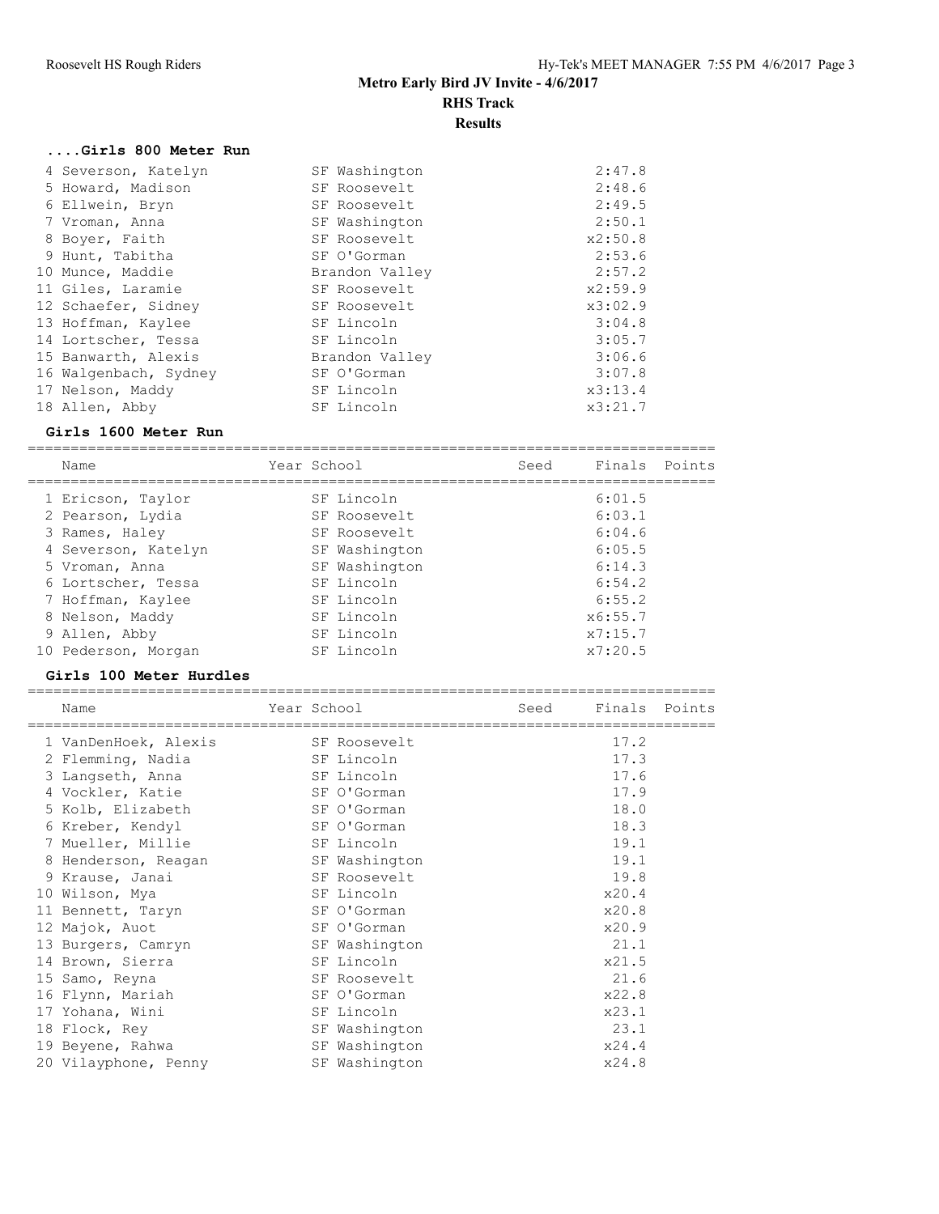# Metro Early Bird JV Invite - 4/6/2017

## RHS Track

## Results

### ....Girls 800 Meter Run

| Name | Year School | Seed | Finals | Points |
|---|---|---|---|---|
| 4 Severson, Katelyn | SF Washington | | 2:47.8 | |
| 5 Howard, Madison | SF Roosevelt | | 2:48.6 | |
| 6 Ellwein, Bryn | SF Roosevelt | | 2:49.5 | |
| 7 Vroman, Anna | SF Washington | | 2:50.1 | |
| 8 Boyer, Faith | SF Roosevelt | | x2:50.8 | |
| 9 Hunt, Tabitha | SF O'Gorman | | 2:53.6 | |
| 10 Munce, Maddie | Brandon Valley | | 2:57.2 | |
| 11 Giles, Laramie | SF Roosevelt | | x2:59.9 | |
| 12 Schaefer, Sidney | SF Roosevelt | | x3:02.9 | |
| 13 Hoffman, Kaylee | SF Lincoln | | 3:04.8 | |
| 14 Lortscher, Tessa | SF Lincoln | | 3:05.7 | |
| 15 Banwarth, Alexis | Brandon Valley | | 3:06.6 | |
| 16 Walgenbach, Sydney | SF O'Gorman | | 3:07.8 | |
| 17 Nelson, Maddy | SF Lincoln | | x3:13.4 | |
| 18 Allen, Abby | SF Lincoln | | x3:21.7 | |

### Girls 1600 Meter Run

| Name | Year School | Seed | Finals | Points |
|---|---|---|---|---|
| 1 Ericson, Taylor | SF Lincoln | | 6:01.5 | |
| 2 Pearson, Lydia | SF Roosevelt | | 6:03.1 | |
| 3 Rames, Haley | SF Roosevelt | | 6:04.6 | |
| 4 Severson, Katelyn | SF Washington | | 6:05.5 | |
| 5 Vroman, Anna | SF Washington | | 6:14.3 | |
| 6 Lortscher, Tessa | SF Lincoln | | 6:54.2 | |
| 7 Hoffman, Kaylee | SF Lincoln | | 6:55.2 | |
| 8 Nelson, Maddy | SF Lincoln | | x6:55.7 | |
| 9 Allen, Abby | SF Lincoln | | x7:15.7 | |
| 10 Pederson, Morgan | SF Lincoln | | x7:20.5 | |

### Girls 100 Meter Hurdles

| Name | Year School | Seed | Finals | Points |
|---|---|---|---|---|
| 1 VanDenHoek, Alexis | SF Roosevelt | | 17.2 | |
| 2 Flemming, Nadia | SF Lincoln | | 17.3 | |
| 3 Langseth, Anna | SF Lincoln | | 17.6 | |
| 4 Vockler, Katie | SF O'Gorman | | 17.9 | |
| 5 Kolb, Elizabeth | SF O'Gorman | | 18.0 | |
| 6 Kreber, Kendyl | SF O'Gorman | | 18.3 | |
| 7 Mueller, Millie | SF Lincoln | | 19.1 | |
| 8 Henderson, Reagan | SF Washington | | 19.1 | |
| 9 Krause, Janai | SF Roosevelt | | 19.8 | |
| 10 Wilson, Mya | SF Lincoln | | x20.4 | |
| 11 Bennett, Taryn | SF O'Gorman | | x20.8 | |
| 12 Majok, Auot | SF O'Gorman | | x20.9 | |
| 13 Burgers, Camryn | SF Washington | | 21.1 | |
| 14 Brown, Sierra | SF Lincoln | | x21.5 | |
| 15 Samo, Reyna | SF Roosevelt | | 21.6 | |
| 16 Flynn, Mariah | SF O'Gorman | | x22.8 | |
| 17 Yohana, Wini | SF Lincoln | | x23.1 | |
| 18 Flock, Rey | SF Washington | | 23.1 | |
| 19 Beyene, Rahwa | SF Washington | | x24.4 | |
| 20 Vilayphone, Penny | SF Washington | | x24.8 | |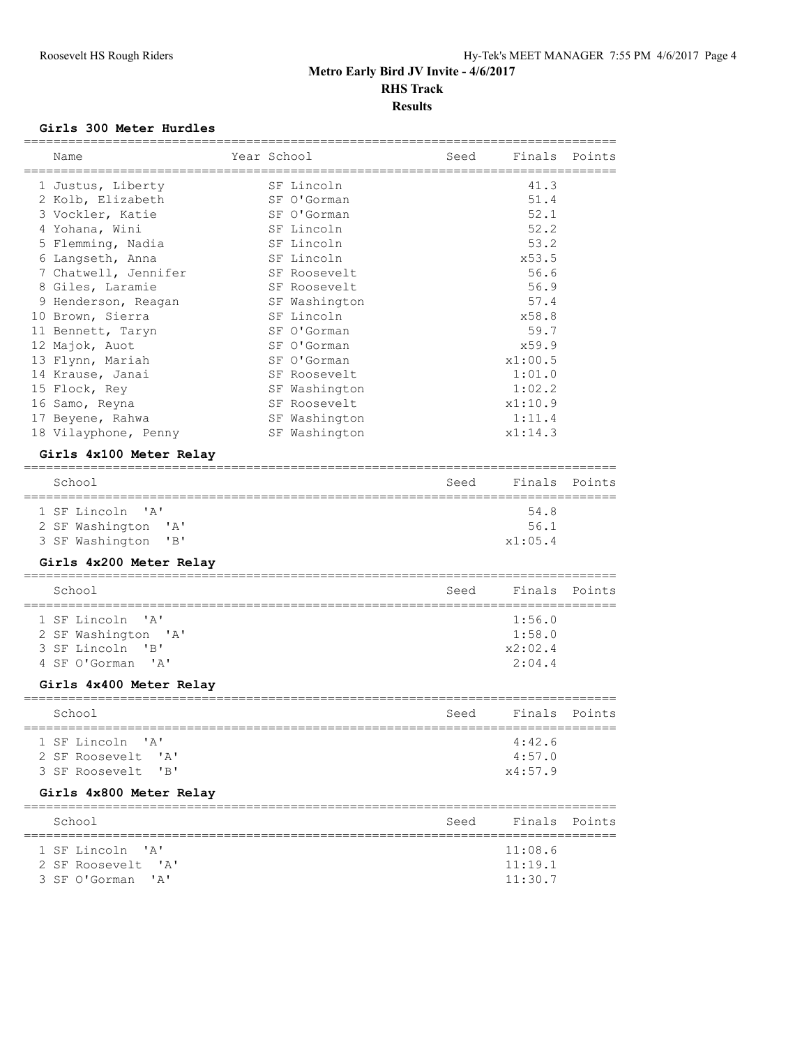# Metro Early Bird JV Invite - 4/6/2017

## RHS Track

## Results

### Girls 300 Meter Hurdles

| Name | Year | School | Seed | Finals | Points |
|---|---|---|---|---|---|
| 1 Justus, Liberty | | SF Lincoln | | 41.3 | |
| 2 Kolb, Elizabeth | | SF O'Gorman | | 51.4 | |
| 3 Vockler, Katie | | SF O'Gorman | | 52.1 | |
| 4 Yohana, Wini | | SF Lincoln | | 52.2 | |
| 5 Flemming, Nadia | | SF Lincoln | | 53.2 | |
| 6 Langseth, Anna | | SF Lincoln | | x53.5 | |
| 7 Chatwell, Jennifer | | SF Roosevelt | | 56.6 | |
| 8 Giles, Laramie | | SF Roosevelt | | 56.9 | |
| 9 Henderson, Reagan | | SF Washington | | 57.4 | |
| 10 Brown, Sierra | | SF Lincoln | | x58.8 | |
| 11 Bennett, Taryn | | SF O'Gorman | | 59.7 | |
| 12 Majok, Auot | | SF O'Gorman | | x59.9 | |
| 13 Flynn, Mariah | | SF O'Gorman | | x1:00.5 | |
| 14 Krause, Janai | | SF Roosevelt | | 1:01.0 | |
| 15 Flock, Rey | | SF Washington | | 1:02.2 | |
| 16 Samo, Reyna | | SF Roosevelt | | x1:10.9 | |
| 17 Beyene, Rahwa | | SF Washington | | 1:11.4 | |
| 18 Vilayphone, Penny | | SF Washington | | x1:14.3 | |

### Girls 4x100 Meter Relay

| School | Seed | Finals | Points |
|---|---|---|---|
| 1 SF Lincoln 'A' | | 54.8 | |
| 2 SF Washington 'A' | | 56.1 | |
| 3 SF Washington 'B' | | x1:05.4 | |

### Girls 4x200 Meter Relay

| School | Seed | Finals | Points |
|---|---|---|---|
| 1 SF Lincoln 'A' | | 1:56.0 | |
| 2 SF Washington 'A' | | 1:58.0 | |
| 3 SF Lincoln 'B' | | x2:02.4 | |
| 4 SF O'Gorman 'A' | | 2:04.4 | |

### Girls 4x400 Meter Relay

| School | Seed | Finals | Points |
|---|---|---|---|
| 1 SF Lincoln 'A' | | 4:42.6 | |
| 2 SF Roosevelt 'A' | | 4:57.0 | |
| 3 SF Roosevelt 'B' | | x4:57.9 | |

### Girls 4x800 Meter Relay

| School | Seed | Finals | Points |
|---|---|---|---|
| 1 SF Lincoln 'A' | | 11:08.6 | |
| 2 SF Roosevelt 'A' | | 11:19.1 | |
| 3 SF O'Gorman 'A' | | 11:30.7 | |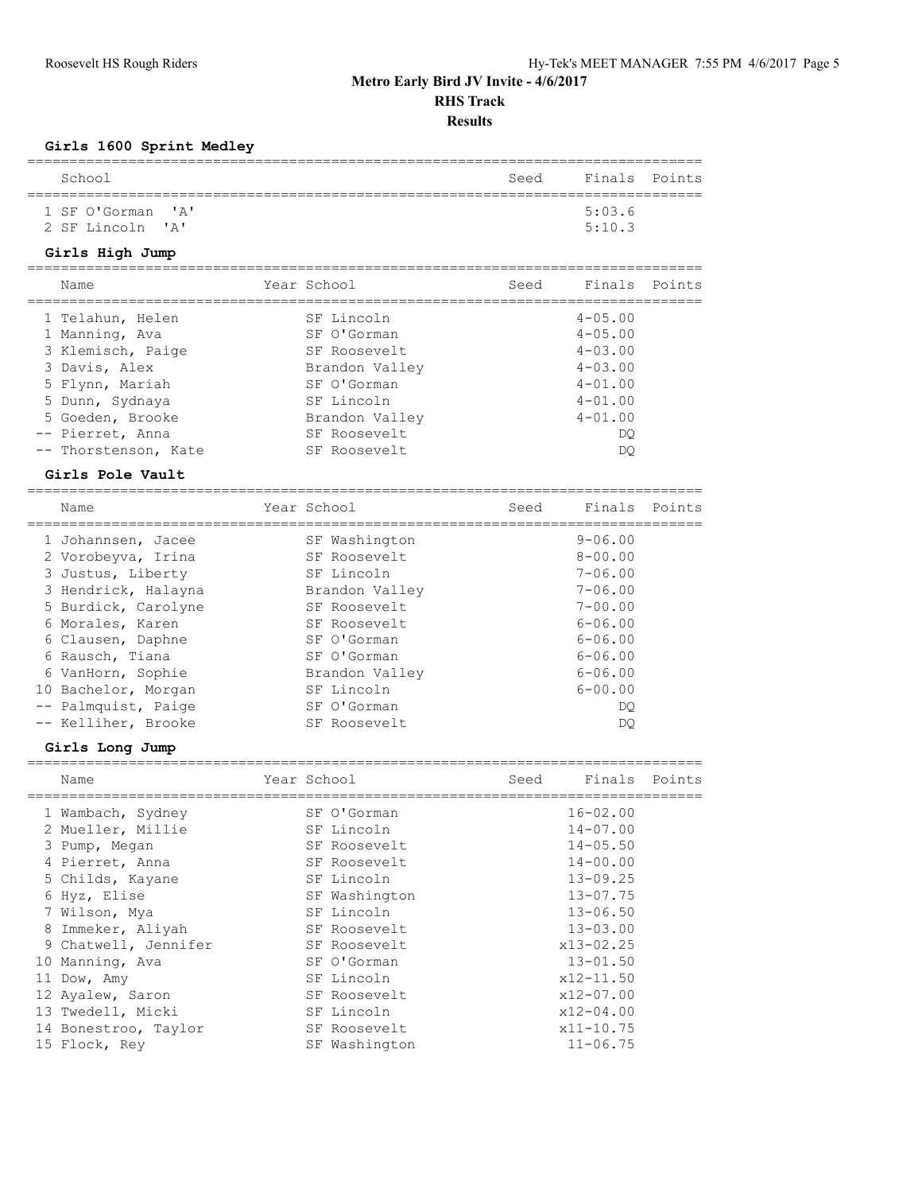**Metro Early Bird JV Invite - 4/6/2017**

**RHS Track**

**Results**

### Girls 1600 Sprint Medley

| | School | Seed | Finals | Points |
|---|---|---|---|---|
| 1 | SF O'Gorman 'A' | | 5:03.6 | |
| 2 | SF Lincoln 'A' | | 5:10.3 | |

### Girls High Jump

| | Name | Year | School | Seed | Finals | Points |
|---|---|---|---|---|---|---|
| 1 | Telahun, Helen | | SF Lincoln | | 4-05.00 | |
| 1 | Manning, Ava | | SF O'Gorman | | 4-05.00 | |
| 3 | Klemisch, Paige | | SF Roosevelt | | 4-03.00 | |
| 3 | Davis, Alex | | Brandon Valley | | 4-03.00 | |
| 5 | Flynn, Mariah | | SF O'Gorman | | 4-01.00 | |
| 5 | Dunn, Sydnaya | | SF Lincoln | | 4-01.00 | |
| 5 | Goeden, Brooke | | Brandon Valley | | 4-01.00 | |
| -- | Pierret, Anna | | SF Roosevelt | | DQ | |
| -- | Thorstenson, Kate | | SF Roosevelt | | DQ | |

### Girls Pole Vault

| | Name | Year | School | Seed | Finals | Points |
|---|---|---|---|---|---|---|
| 1 | Johannsen, Jacee | | SF Washington | | 9-06.00 | |
| 2 | Vorobeyva, Irina | | SF Roosevelt | | 8-00.00 | |
| 3 | Justus, Liberty | | SF Lincoln | | 7-06.00 | |
| 3 | Hendrick, Halayna | | Brandon Valley | | 7-06.00 | |
| 5 | Burdick, Carolyne | | SF Roosevelt | | 7-00.00 | |
| 6 | Morales, Karen | | SF Roosevelt | | 6-06.00 | |
| 6 | Clausen, Daphne | | SF O'Gorman | | 6-06.00 | |
| 6 | Rausch, Tiana | | SF O'Gorman | | 6-06.00 | |
| 6 | VanHorn, Sophie | | Brandon Valley | | 6-06.00 | |
| 10 | Bachelor, Morgan | | SF Lincoln | | 6-00.00 | |
| -- | Palmquist, Paige | | SF O'Gorman | | DQ | |
| -- | Kelliher, Brooke | | SF Roosevelt | | DQ | |

### Girls Long Jump

| | Name | Year | School | Seed | Finals | Points |
|---|---|---|---|---|---|---|
| 1 | Wambach, Sydney | | SF O'Gorman | | 16-02.00 | |
| 2 | Mueller, Millie | | SF Lincoln | | 14-07.00 | |
| 3 | Pump, Megan | | SF Roosevelt | | 14-05.50 | |
| 4 | Pierret, Anna | | SF Roosevelt | | 14-00.00 | |
| 5 | Childs, Kayane | | SF Lincoln | | 13-09.25 | |
| 6 | Hyz, Elise | | SF Washington | | 13-07.75 | |
| 7 | Wilson, Mya | | SF Lincoln | | 13-06.50 | |
| 8 | Immeker, Aliyah | | SF Roosevelt | | 13-03.00 | |
| 9 | Chatwell, Jennifer | | SF Roosevelt | | x13-02.25 | |
| 10 | Manning, Ava | | SF O'Gorman | | 13-01.50 | |
| 11 | Dow, Amy | | SF Lincoln | | x12-11.50 | |
| 12 | Ayalew, Saron | | SF Roosevelt | | x12-07.00 | |
| 13 | Twedell, Micki | | SF Lincoln | | x12-04.00 | |
| 14 | Bonestroo, Taylor | | SF Roosevelt | | x11-10.75 | |
| 15 | Flock, Rey | | SF Washington | | 11-06.75 | |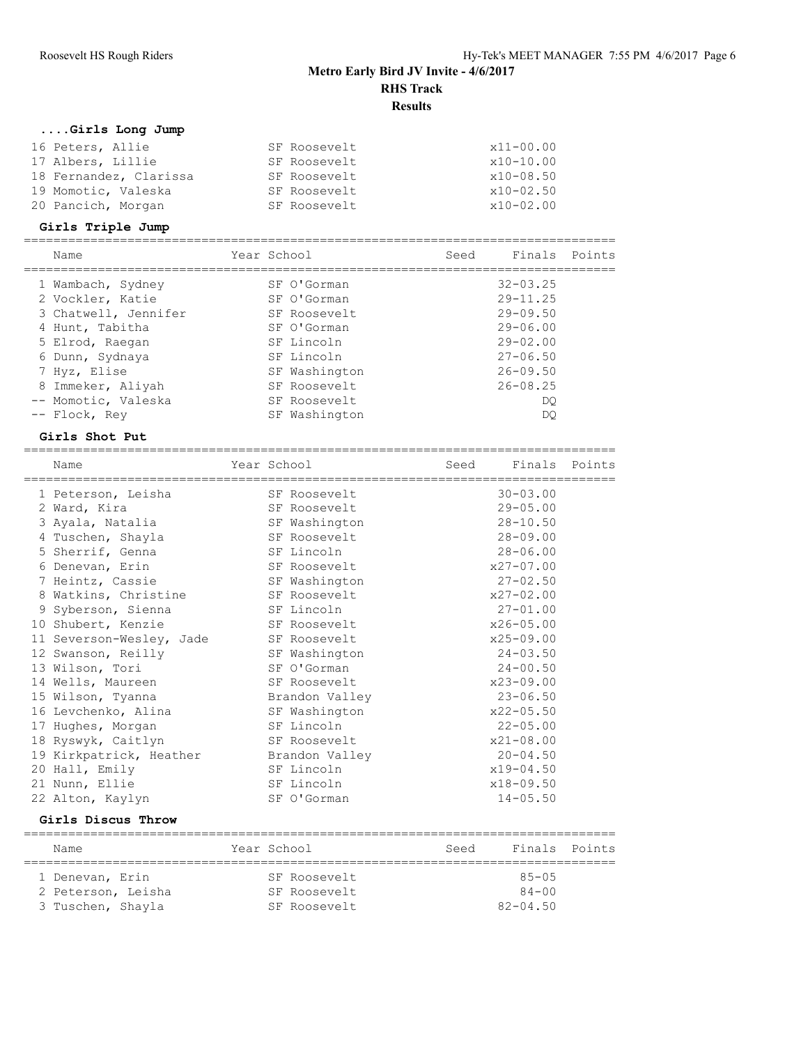## Metro Early Bird JV Invite - 4/6/2017

**RHS Track**

**Results**

### ....Girls Long Jump

| Place | Name | Year | School | Seed | Finals | Points |
|---|---|---|---|---|---|---|
| 16 | Peters, Allie | | SF Roosevelt | | x11-00.00 | |
| 17 | Albers, Lillie | | SF Roosevelt | | x10-10.00 | |
| 18 | Fernandez, Clarissa | | SF Roosevelt | | x10-08.50 | |
| 19 | Momotic, Valeska | | SF Roosevelt | | x10-02.50 | |
| 20 | Pancich, Morgan | | SF Roosevelt | | x10-02.00 | |

### Girls Triple Jump

| Place | Name | Year | School | Seed | Finals | Points |
|---|---|---|---|---|---|---|
| 1 | Wambach, Sydney | | SF O'Gorman | | 32-03.25 | |
| 2 | Vockler, Katie | | SF O'Gorman | | 29-11.25 | |
| 3 | Chatwell, Jennifer | | SF Roosevelt | | 29-09.50 | |
| 4 | Hunt, Tabitha | | SF O'Gorman | | 29-06.00 | |
| 5 | Elrod, Raegan | | SF Lincoln | | 29-02.00 | |
| 6 | Dunn, Sydnaya | | SF Lincoln | | 27-06.50 | |
| 7 | Hyz, Elise | | SF Washington | | 26-09.50 | |
| 8 | Immeker, Aliyah | | SF Roosevelt | | 26-08.25 | |
| -- | Momotic, Valeska | | SF Roosevelt | | DQ | |
| -- | Flock, Rey | | SF Washington | | DQ | |

### Girls Shot Put

| Place | Name | Year | School | Seed | Finals | Points |
|---|---|---|---|---|---|---|
| 1 | Peterson, Leisha | | SF Roosevelt | | 30-03.00 | |
| 2 | Ward, Kira | | SF Roosevelt | | 29-05.00 | |
| 3 | Ayala, Natalia | | SF Washington | | 28-10.50 | |
| 4 | Tuschen, Shayla | | SF Roosevelt | | 28-09.00 | |
| 5 | Sherrif, Genna | | SF Lincoln | | 28-06.00 | |
| 6 | Denevan, Erin | | SF Roosevelt | | x27-07.00 | |
| 7 | Heintz, Cassie | | SF Washington | | 27-02.50 | |
| 8 | Watkins, Christine | | SF Roosevelt | | x27-02.00 | |
| 9 | Syberson, Sienna | | SF Lincoln | | 27-01.00 | |
| 10 | Shubert, Kenzie | | SF Roosevelt | | x26-05.00 | |
| 11 | Severson-Wesley, Jade | | SF Roosevelt | | x25-09.00 | |
| 12 | Swanson, Reilly | | SF Washington | | 24-03.50 | |
| 13 | Wilson, Tori | | SF O'Gorman | | 24-00.50 | |
| 14 | Wells, Maureen | | SF Roosevelt | | x23-09.00 | |
| 15 | Wilson, Tyanna | | Brandon Valley | | 23-06.50 | |
| 16 | Levchenko, Alina | | SF Washington | | x22-05.50 | |
| 17 | Hughes, Morgan | | SF Lincoln | | 22-05.00 | |
| 18 | Ryswyk, Caitlyn | | SF Roosevelt | | x21-08.00 | |
| 19 | Kirkpatrick, Heather | | Brandon Valley | | 20-04.50 | |
| 20 | Hall, Emily | | SF Lincoln | | x19-04.50 | |
| 21 | Nunn, Ellie | | SF Lincoln | | x18-09.50 | |
| 22 | Alton, Kaylyn | | SF O'Gorman | | 14-05.50 | |

### Girls Discus Throw

| Place | Name | Year | School | Seed | Finals | Points |
|---|---|---|---|---|---|---|
| 1 | Denevan, Erin | | SF Roosevelt | | 85-05 | |
| 2 | Peterson, Leisha | | SF Roosevelt | | 84-00 | |
| 3 | Tuschen, Shayla | | SF Roosevelt | | 82-04.50 | |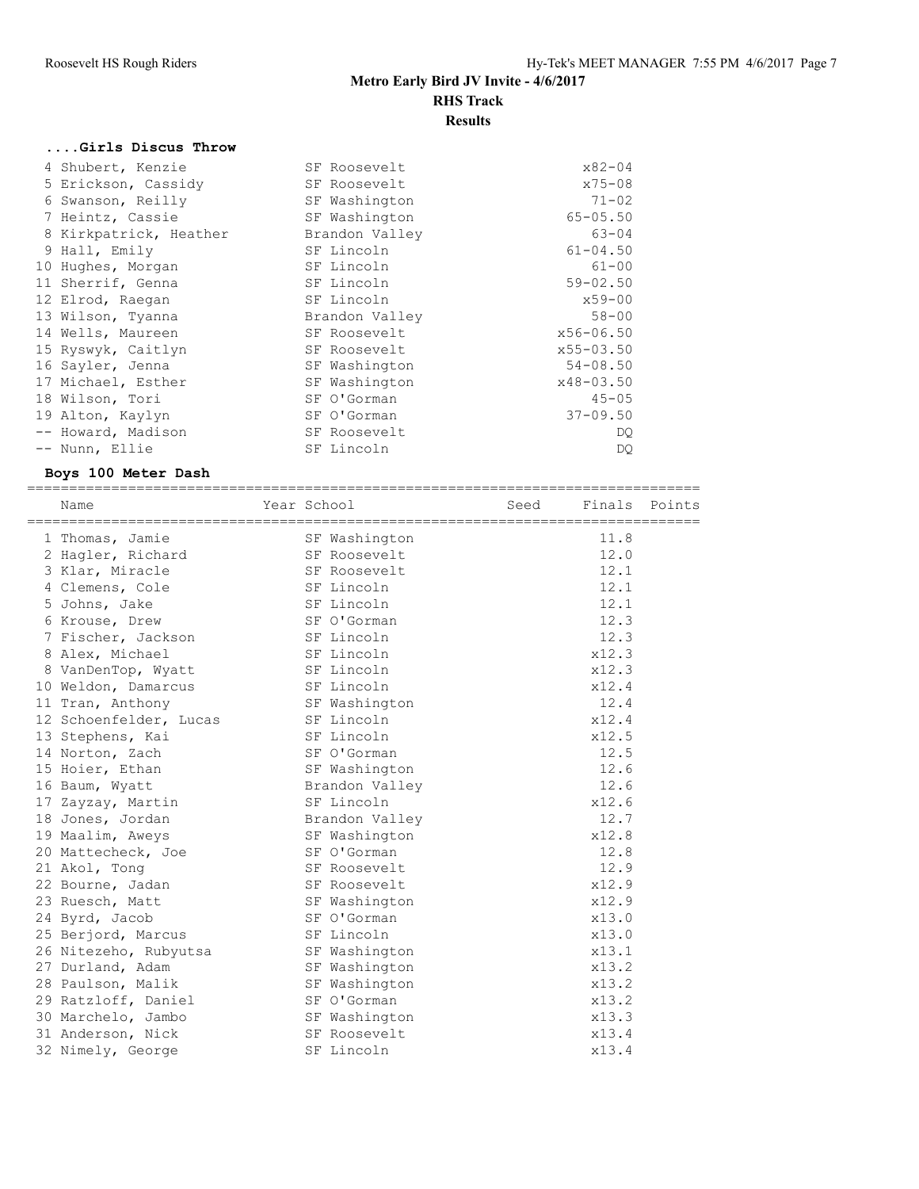# Metro Early Bird JV Invite - 4/6/2017

## RHS Track

### Results

#### ....Girls Discus Throw

| Place | Name | School | Finals |
|---|---|---|---|
| 4 | Shubert, Kenzie | SF Roosevelt | x82-04 |
| 5 | Erickson, Cassidy | SF Roosevelt | x75-08 |
| 6 | Swanson, Reilly | SF Washington | 71-02 |
| 7 | Heintz, Cassie | SF Washington | 65-05.50 |
| 8 | Kirkpatrick, Heather | Brandon Valley | 63-04 |
| 9 | Hall, Emily | SF Lincoln | 61-04.50 |
| 10 | Hughes, Morgan | SF Lincoln | 61-00 |
| 11 | Sherrif, Genna | SF Lincoln | 59-02.50 |
| 12 | Elrod, Raegan | SF Lincoln | x59-00 |
| 13 | Wilson, Tyanna | Brandon Valley | 58-00 |
| 14 | Wells, Maureen | SF Roosevelt | x56-06.50 |
| 15 | Ryswyk, Caitlyn | SF Roosevelt | x55-03.50 |
| 16 | Sayler, Jenna | SF Washington | 54-08.50 |
| 17 | Michael, Esther | SF Washington | x48-03.50 |
| 18 | Wilson, Tori | SF O'Gorman | 45-05 |
| 19 | Alton, Kaylyn | SF O'Gorman | 37-09.50 |
| -- | Howard, Madison | SF Roosevelt | DQ |
| -- | Nunn, Ellie | SF Lincoln | DQ |

#### Boys 100 Meter Dash

| Place | Name | Year | School | Seed | Finals | Points |
|---|---|---|---|---|---|---|
| 1 | Thomas, Jamie | | SF Washington | | 11.8 | |
| 2 | Hagler, Richard | | SF Roosevelt | | 12.0 | |
| 3 | Klar, Miracle | | SF Roosevelt | | 12.1 | |
| 4 | Clemens, Cole | | SF Lincoln | | 12.1 | |
| 5 | Johns, Jake | | SF Lincoln | | 12.1 | |
| 6 | Krouse, Drew | | SF O'Gorman | | 12.3 | |
| 7 | Fischer, Jackson | | SF Lincoln | | 12.3 | |
| 8 | Alex, Michael | | SF Lincoln | | x12.3 | |
| 8 | VanDenTop, Wyatt | | SF Lincoln | | x12.3 | |
| 10 | Weldon, Damarcus | | SF Lincoln | | x12.4 | |
| 11 | Tran, Anthony | | SF Washington | | 12.4 | |
| 12 | Schoenfelder, Lucas | | SF Lincoln | | x12.4 | |
| 13 | Stephens, Kai | | SF Lincoln | | x12.5 | |
| 14 | Norton, Zach | | SF O'Gorman | | 12.5 | |
| 15 | Hoier, Ethan | | SF Washington | | 12.6 | |
| 16 | Baum, Wyatt | | Brandon Valley | | 12.6 | |
| 17 | Zayzay, Martin | | SF Lincoln | | x12.6 | |
| 18 | Jones, Jordan | | Brandon Valley | | 12.7 | |
| 19 | Maalim, Aweys | | SF Washington | | x12.8 | |
| 20 | Mattecheck, Joe | | SF O'Gorman | | 12.8 | |
| 21 | Akol, Tong | | SF Roosevelt | | 12.9 | |
| 22 | Bourne, Jadan | | SF Roosevelt | | x12.9 | |
| 23 | Ruesch, Matt | | SF Washington | | x12.9 | |
| 24 | Byrd, Jacob | | SF O'Gorman | | x13.0 | |
| 25 | Berjord, Marcus | | SF Lincoln | | x13.0 | |
| 26 | Nitezeho, Rubyutsa | | SF Washington | | x13.1 | |
| 27 | Durland, Adam | | SF Washington | | x13.2 | |
| 28 | Paulson, Malik | | SF Washington | | x13.2 | |
| 29 | Ratzloff, Daniel | | SF O'Gorman | | x13.2 | |
| 30 | Marchelo, Jambo | | SF Washington | | x13.3 | |
| 31 | Anderson, Nick | | SF Roosevelt | | x13.4 | |
| 32 | Nimely, George | | SF Lincoln | | x13.4 | |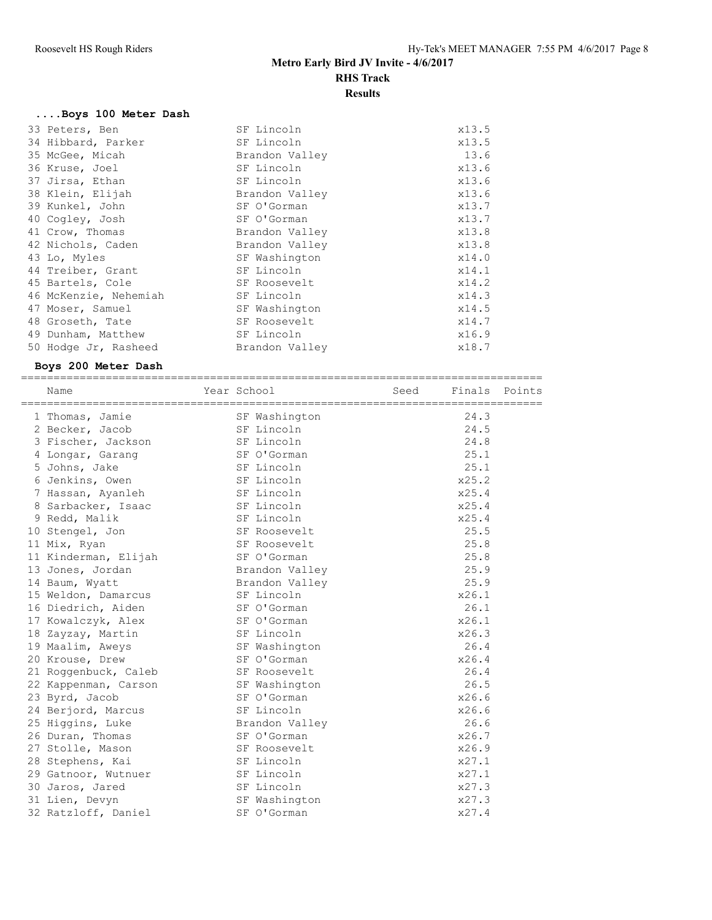# Metro Early Bird JV Invite - 4/6/2017

## RHS Track

### Results

#### ....Boys 100 Meter Dash

| Place | Name | School | Finals |
|---|---|---|---|
| 33 | Peters, Ben | SF Lincoln | x13.5 |
| 34 | Hibbard, Parker | SF Lincoln | x13.5 |
| 35 | McGee, Micah | Brandon Valley | 13.6 |
| 36 | Kruse, Joel | SF Lincoln | x13.6 |
| 37 | Jirsa, Ethan | SF Lincoln | x13.6 |
| 38 | Klein, Elijah | Brandon Valley | x13.6 |
| 39 | Kunkel, John | SF O'Gorman | x13.7 |
| 40 | Cogley, Josh | SF O'Gorman | x13.7 |
| 41 | Crow, Thomas | Brandon Valley | x13.8 |
| 42 | Nichols, Caden | Brandon Valley | x13.8 |
| 43 | Lo, Myles | SF Washington | x14.0 |
| 44 | Treiber, Grant | SF Lincoln | x14.1 |
| 45 | Bartels, Cole | SF Roosevelt | x14.2 |
| 46 | McKenzie, Nehemiah | SF Lincoln | x14.3 |
| 47 | Moser, Samuel | SF Washington | x14.5 |
| 48 | Groseth, Tate | SF Roosevelt | x14.7 |
| 49 | Dunham, Matthew | SF Lincoln | x16.9 |
| 50 | Hodge Jr, Rasheed | Brandon Valley | x18.7 |

#### Boys 200 Meter Dash

| | Name | Year | School | Seed | Finals | Points |
|---|---|---|---|---|---|---|
| 1 | Thomas, Jamie | | SF Washington | | 24.3 | |
| 2 | Becker, Jacob | | SF Lincoln | | 24.5 | |
| 3 | Fischer, Jackson | | SF Lincoln | | 24.8 | |
| 4 | Longar, Garang | | SF O'Gorman | | 25.1 | |
| 5 | Johns, Jake | | SF Lincoln | | 25.1 | |
| 6 | Jenkins, Owen | | SF Lincoln | | x25.2 | |
| 7 | Hassan, Ayanleh | | SF Lincoln | | x25.4 | |
| 8 | Sarbacker, Isaac | | SF Lincoln | | x25.4 | |
| 9 | Redd, Malik | | SF Lincoln | | x25.4 | |
| 10 | Stengel, Jon | | SF Roosevelt | | 25.5 | |
| 11 | Mix, Ryan | | SF Roosevelt | | 25.8 | |
| 11 | Kinderman, Elijah | | SF O'Gorman | | 25.8 | |
| 13 | Jones, Jordan | | Brandon Valley | | 25.9 | |
| 14 | Baum, Wyatt | | Brandon Valley | | 25.9 | |
| 15 | Weldon, Damarcus | | SF Lincoln | | x26.1 | |
| 16 | Diedrich, Aiden | | SF O'Gorman | | 26.1 | |
| 17 | Kowalczyk, Alex | | SF O'Gorman | | x26.1 | |
| 18 | Zayzay, Martin | | SF Lincoln | | x26.3 | |
| 19 | Maalim, Aweys | | SF Washington | | 26.4 | |
| 20 | Krouse, Drew | | SF O'Gorman | | x26.4 | |
| 21 | Roggenbuck, Caleb | | SF Roosevelt | | 26.4 | |
| 22 | Kappenman, Carson | | SF Washington | | 26.5 | |
| 23 | Byrd, Jacob | | SF O'Gorman | | x26.6 | |
| 24 | Berjord, Marcus | | SF Lincoln | | x26.6 | |
| 25 | Higgins, Luke | | Brandon Valley | | 26.6 | |
| 26 | Duran, Thomas | | SF O'Gorman | | x26.7 | |
| 27 | Stolle, Mason | | SF Roosevelt | | x26.9 | |
| 28 | Stephens, Kai | | SF Lincoln | | x27.1 | |
| 29 | Gatnoor, Wutnuer | | SF Lincoln | | x27.1 | |
| 30 | Jaros, Jared | | SF Lincoln | | x27.3 | |
| 31 | Lien, Devyn | | SF Washington | | x27.3 | |
| 32 | Ratzloff, Daniel | | SF O'Gorman | | x27.4 | |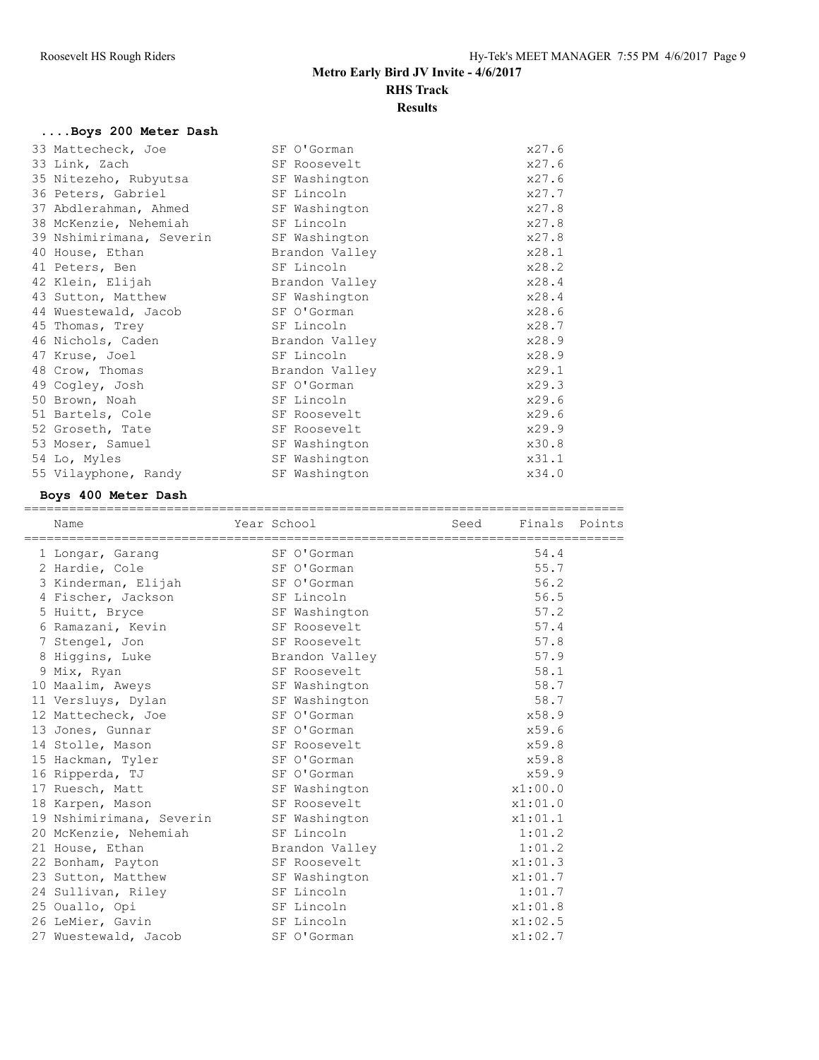## Metro Early Bird JV Invite - 4/6/2017

### RHS Track

### Results

#### ....Boys 200 Meter Dash

| Place | Name | Year | School | Seed | Finals | Points |
|---|---|---|---|---|---|---|
| 33 | Mattecheck, Joe | | SF O'Gorman | | x27.6 | |
| 33 | Link, Zach | | SF Roosevelt | | x27.6 | |
| 35 | Nitezeho, Rubyutsa | | SF Washington | | x27.6 | |
| 36 | Peters, Gabriel | | SF Lincoln | | x27.7 | |
| 37 | Abdlerahman, Ahmed | | SF Washington | | x27.8 | |
| 38 | McKenzie, Nehemiah | | SF Lincoln | | x27.8 | |
| 39 | Nshimirimana, Severin | | SF Washington | | x27.8 | |
| 40 | House, Ethan | | Brandon Valley | | x28.1 | |
| 41 | Peters, Ben | | SF Lincoln | | x28.2 | |
| 42 | Klein, Elijah | | Brandon Valley | | x28.4 | |
| 43 | Sutton, Matthew | | SF Washington | | x28.4 | |
| 44 | Wuestewald, Jacob | | SF O'Gorman | | x28.6 | |
| 45 | Thomas, Trey | | SF Lincoln | | x28.7 | |
| 46 | Nichols, Caden | | Brandon Valley | | x28.9 | |
| 47 | Kruse, Joel | | SF Lincoln | | x28.9 | |
| 48 | Crow, Thomas | | Brandon Valley | | x29.1 | |
| 49 | Cogley, Josh | | SF O'Gorman | | x29.3 | |
| 50 | Brown, Noah | | SF Lincoln | | x29.6 | |
| 51 | Bartels, Cole | | SF Roosevelt | | x29.6 | |
| 52 | Groseth, Tate | | SF Roosevelt | | x29.9 | |
| 53 | Moser, Samuel | | SF Washington | | x30.8 | |
| 54 | Lo, Myles | | SF Washington | | x31.1 | |
| 55 | Vilayphone, Randy | | SF Washington | | x34.0 | |

#### Boys 400 Meter Dash

| Place | Name | Year | School | Seed | Finals | Points |
|---|---|---|---|---|---|---|
| 1 | Longar, Garang | | SF O'Gorman | | 54.4 | |
| 2 | Hardie, Cole | | SF O'Gorman | | 55.7 | |
| 3 | Kinderman, Elijah | | SF O'Gorman | | 56.2 | |
| 4 | Fischer, Jackson | | SF Lincoln | | 56.5 | |
| 5 | Huitt, Bryce | | SF Washington | | 57.2 | |
| 6 | Ramazani, Kevin | | SF Roosevelt | | 57.4 | |
| 7 | Stengel, Jon | | SF Roosevelt | | 57.8 | |
| 8 | Higgins, Luke | | Brandon Valley | | 57.9 | |
| 9 | Mix, Ryan | | SF Roosevelt | | 58.1 | |
| 10 | Maalim, Aweys | | SF Washington | | 58.7 | |
| 11 | Versluys, Dylan | | SF Washington | | 58.7 | |
| 12 | Mattecheck, Joe | | SF O'Gorman | | x58.9 | |
| 13 | Jones, Gunnar | | SF O'Gorman | | x59.6 | |
| 14 | Stolle, Mason | | SF Roosevelt | | x59.8 | |
| 15 | Hackman, Tyler | | SF O'Gorman | | x59.8 | |
| 16 | Ripperda, TJ | | SF O'Gorman | | x59.9 | |
| 17 | Ruesch, Matt | | SF Washington | | x1:00.0 | |
| 18 | Karpen, Mason | | SF Roosevelt | | x1:01.0 | |
| 19 | Nshimirimana, Severin | | SF Washington | | x1:01.1 | |
| 20 | McKenzie, Nehemiah | | SF Lincoln | | 1:01.2 | |
| 21 | House, Ethan | | Brandon Valley | | 1:01.2 | |
| 22 | Bonham, Payton | | SF Roosevelt | | x1:01.3 | |
| 23 | Sutton, Matthew | | SF Washington | | x1:01.7 | |
| 24 | Sullivan, Riley | | SF Lincoln | | 1:01.7 | |
| 25 | Ouallo, Opi | | SF Lincoln | | x1:01.8 | |
| 26 | LeMier, Gavin | | SF Lincoln | | x1:02.5 | |
| 27 | Wuestewald, Jacob | | SF O'Gorman | | x1:02.7 | |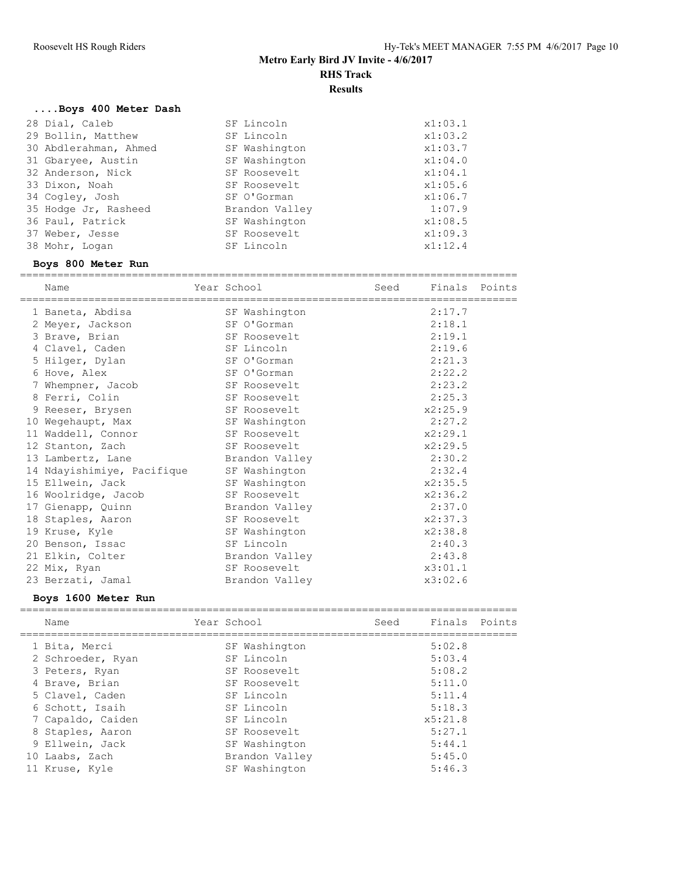# Metro Early Bird JV Invite - 4/6/2017

**RHS Track**

**Results**

### ....Boys 400 Meter Dash

| Place | Name | Year | School | Seed | Finals | Points |
|---|---|---|---|---|---|---|
| 28 | Dial, Caleb | | SF Lincoln | | x1:03.1 | |
| 29 | Bollin, Matthew | | SF Lincoln | | x1:03.2 | |
| 30 | Abdlerahman, Ahmed | | SF Washington | | x1:03.7 | |
| 31 | Gbaryee, Austin | | SF Washington | | x1:04.0 | |
| 32 | Anderson, Nick | | SF Roosevelt | | x1:04.1 | |
| 33 | Dixon, Noah | | SF Roosevelt | | x1:05.6 | |
| 34 | Cogley, Josh | | SF O'Gorman | | x1:06.7 | |
| 35 | Hodge Jr, Rasheed | | Brandon Valley | | 1:07.9 | |
| 36 | Paul, Patrick | | SF Washington | | x1:08.5 | |
| 37 | Weber, Jesse | | SF Roosevelt | | x1:09.3 | |
| 38 | Mohr, Logan | | SF Lincoln | | x1:12.4 | |

### Boys 800 Meter Run

| Place | Name | Year | School | Seed | Finals | Points |
|---|---|---|---|---|---|---|
| 1 | Baneta, Abdisa | | SF Washington | | 2:17.7 | |
| 2 | Meyer, Jackson | | SF O'Gorman | | 2:18.1 | |
| 3 | Brave, Brian | | SF Roosevelt | | 2:19.1 | |
| 4 | Clavel, Caden | | SF Lincoln | | 2:19.6 | |
| 5 | Hilger, Dylan | | SF O'Gorman | | 2:21.3 | |
| 6 | Hove, Alex | | SF O'Gorman | | 2:22.2 | |
| 7 | Whempner, Jacob | | SF Roosevelt | | 2:23.2 | |
| 8 | Ferri, Colin | | SF Roosevelt | | 2:25.3 | |
| 9 | Reeser, Brysen | | SF Roosevelt | | x2:25.9 | |
| 10 | Wegehaupt, Max | | SF Washington | | 2:27.2 | |
| 11 | Waddell, Connor | | SF Roosevelt | | x2:29.1 | |
| 12 | Stanton, Zach | | SF Roosevelt | | x2:29.5 | |
| 13 | Lambertz, Lane | | Brandon Valley | | 2:30.2 | |
| 14 | Ndayishimiye, Pacifique | | SF Washington | | 2:32.4 | |
| 15 | Ellwein, Jack | | SF Washington | | x2:35.5 | |
| 16 | Woolridge, Jacob | | SF Roosevelt | | x2:36.2 | |
| 17 | Gienapp, Quinn | | Brandon Valley | | 2:37.0 | |
| 18 | Staples, Aaron | | SF Roosevelt | | x2:37.3 | |
| 19 | Kruse, Kyle | | SF Washington | | x2:38.8 | |
| 20 | Benson, Issac | | SF Lincoln | | 2:40.3 | |
| 21 | Elkin, Colter | | Brandon Valley | | 2:43.8 | |
| 22 | Mix, Ryan | | SF Roosevelt | | x3:01.1 | |
| 23 | Berzati, Jamal | | Brandon Valley | | x3:02.6 | |

### Boys 1600 Meter Run

| Place | Name | Year | School | Seed | Finals | Points |
|---|---|---|---|---|---|---|
| 1 | Bita, Merci | | SF Washington | | 5:02.8 | |
| 2 | Schroeder, Ryan | | SF Lincoln | | 5:03.4 | |
| 3 | Peters, Ryan | | SF Roosevelt | | 5:08.2 | |
| 4 | Brave, Brian | | SF Roosevelt | | 5:11.0 | |
| 5 | Clavel, Caden | | SF Lincoln | | 5:11.4 | |
| 6 | Schott, Isaih | | SF Lincoln | | 5:18.3 | |
| 7 | Capaldo, Caiden | | SF Lincoln | | x5:21.8 | |
| 8 | Staples, Aaron | | SF Roosevelt | | 5:27.1 | |
| 9 | Ellwein, Jack | | SF Washington | | 5:44.1 | |
| 10 | Laabs, Zach | | Brandon Valley | | 5:45.0 | |
| 11 | Kruse, Kyle | | SF Washington | | 5:46.3 | |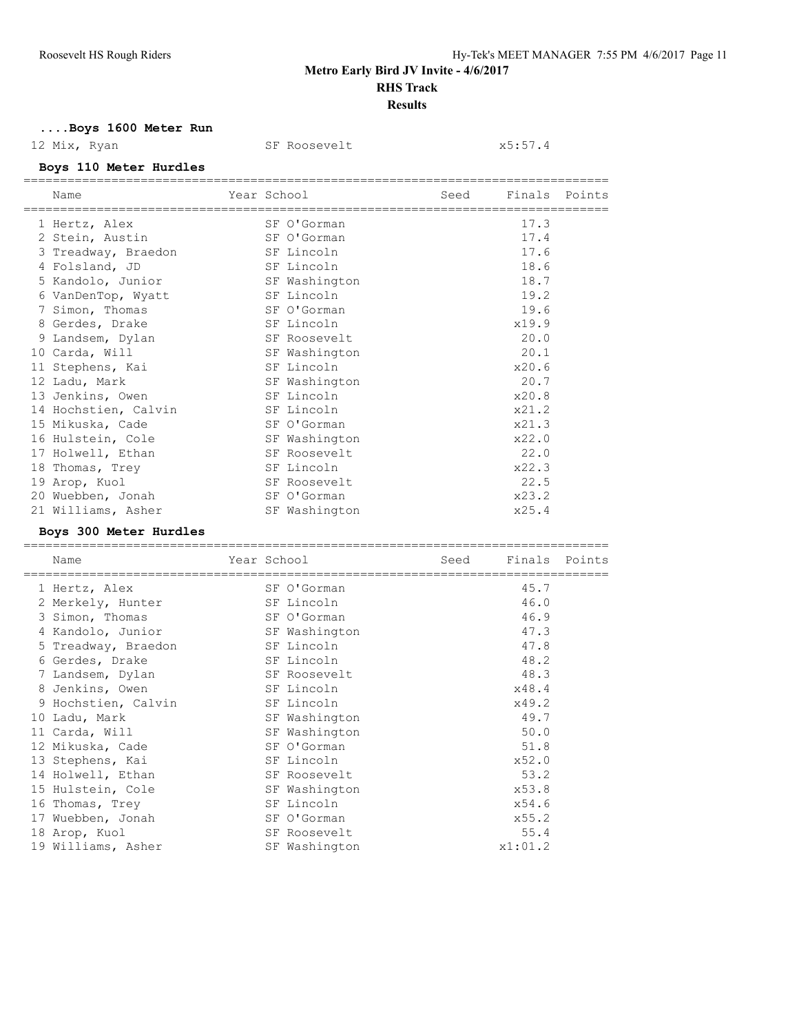## Metro Early Bird JV Invite - 4/6/2017
### RHS Track
### Results

**....Boys 1600 Meter Run**

| | Name | Year | School | Seed | Finals | Points |
|---|---|---|---|---|---|---|
| 12 | Mix, Ryan | | SF Roosevelt | | x5:57.4 | |

**Boys 110 Meter Hurdles**

| | Name | Year | School | Seed | Finals | Points |
|---|---|---|---|---|---|---|
| 1 | Hertz, Alex | | SF O'Gorman | | 17.3 | |
| 2 | Stein, Austin | | SF O'Gorman | | 17.4 | |
| 3 | Treadway, Braedon | | SF Lincoln | | 17.6 | |
| 4 | Folsland, JD | | SF Lincoln | | 18.6 | |
| 5 | Kandolo, Junior | | SF Washington | | 18.7 | |
| 6 | VanDenTop, Wyatt | | SF Lincoln | | 19.2 | |
| 7 | Simon, Thomas | | SF O'Gorman | | 19.6 | |
| 8 | Gerdes, Drake | | SF Lincoln | | x19.9 | |
| 9 | Landsem, Dylan | | SF Roosevelt | | 20.0 | |
| 10 | Carda, Will | | SF Washington | | 20.1 | |
| 11 | Stephens, Kai | | SF Lincoln | | x20.6 | |
| 12 | Ladu, Mark | | SF Washington | | 20.7 | |
| 13 | Jenkins, Owen | | SF Lincoln | | x20.8 | |
| 14 | Hochstien, Calvin | | SF Lincoln | | x21.2 | |
| 15 | Mikuska, Cade | | SF O'Gorman | | x21.3 | |
| 16 | Hulstein, Cole | | SF Washington | | x22.0 | |
| 17 | Holwell, Ethan | | SF Roosevelt | | 22.0 | |
| 18 | Thomas, Trey | | SF Lincoln | | x22.3 | |
| 19 | Arop, Kuol | | SF Roosevelt | | 22.5 | |
| 20 | Wuebben, Jonah | | SF O'Gorman | | x23.2 | |
| 21 | Williams, Asher | | SF Washington | | x25.4 | |

**Boys 300 Meter Hurdles**

| | Name | Year | School | Seed | Finals | Points |
|---|---|---|---|---|---|---|
| 1 | Hertz, Alex | | SF O'Gorman | | 45.7 | |
| 2 | Merkely, Hunter | | SF Lincoln | | 46.0 | |
| 3 | Simon, Thomas | | SF O'Gorman | | 46.9 | |
| 4 | Kandolo, Junior | | SF Washington | | 47.3 | |
| 5 | Treadway, Braedon | | SF Lincoln | | 47.8 | |
| 6 | Gerdes, Drake | | SF Lincoln | | 48.2 | |
| 7 | Landsem, Dylan | | SF Roosevelt | | 48.3 | |
| 8 | Jenkins, Owen | | SF Lincoln | | x48.4 | |
| 9 | Hochstien, Calvin | | SF Lincoln | | x49.2 | |
| 10 | Ladu, Mark | | SF Washington | | 49.7 | |
| 11 | Carda, Will | | SF Washington | | 50.0 | |
| 12 | Mikuska, Cade | | SF O'Gorman | | 51.8 | |
| 13 | Stephens, Kai | | SF Lincoln | | x52.0 | |
| 14 | Holwell, Ethan | | SF Roosevelt | | 53.2 | |
| 15 | Hulstein, Cole | | SF Washington | | x53.8 | |
| 16 | Thomas, Trey | | SF Lincoln | | x54.6 | |
| 17 | Wuebben, Jonah | | SF O'Gorman | | x55.2 | |
| 18 | Arop, Kuol | | SF Roosevelt | | 55.4 | |
| 19 | Williams, Asher | | SF Washington | | x1:01.2 | |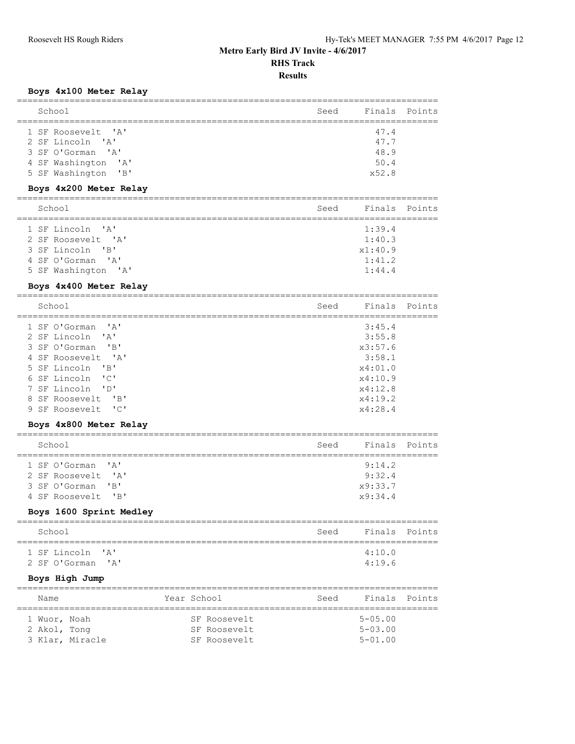# Metro Early Bird JV Invite - 4/6/2017

## RHS Track

## Results

### Boys 4x100 Meter Relay

| | School | Seed | Finals | Points |
|---|---|---|---|---|
| 1 | SF Roosevelt 'A' | | 47.4 | |
| 2 | SF Lincoln 'A' | | 47.7 | |
| 3 | SF O'Gorman 'A' | | 48.9 | |
| 4 | SF Washington 'A' | | 50.4 | |
| 5 | SF Washington 'B' | | x52.8 | |

### Boys 4x200 Meter Relay

| | School | Seed | Finals | Points |
|---|---|---|---|---|
| 1 | SF Lincoln 'A' | | 1:39.4 | |
| 2 | SF Roosevelt 'A' | | 1:40.3 | |
| 3 | SF Lincoln 'B' | | x1:40.9 | |
| 4 | SF O'Gorman 'A' | | 1:41.2 | |
| 5 | SF Washington 'A' | | 1:44.4 | |

### Boys 4x400 Meter Relay

| | School | Seed | Finals | Points |
|---|---|---|---|---|
| 1 | SF O'Gorman 'A' | | 3:45.4 | |
| 2 | SF Lincoln 'A' | | 3:55.8 | |
| 3 | SF O'Gorman 'B' | | x3:57.6 | |
| 4 | SF Roosevelt 'A' | | 3:58.1 | |
| 5 | SF Lincoln 'B' | | x4:01.0 | |
| 6 | SF Lincoln 'C' | | x4:10.9 | |
| 7 | SF Lincoln 'D' | | x4:12.8 | |
| 8 | SF Roosevelt 'B' | | x4:19.2 | |
| 9 | SF Roosevelt 'C' | | x4:28.4 | |

### Boys 4x800 Meter Relay

| | School | Seed | Finals | Points |
|---|---|---|---|---|
| 1 | SF O'Gorman 'A' | | 9:14.2 | |
| 2 | SF Roosevelt 'A' | | 9:32.4 | |
| 3 | SF O'Gorman 'B' | | x9:33.7 | |
| 4 | SF Roosevelt 'B' | | x9:34.4 | |

### Boys 1600 Sprint Medley

| | School | Seed | Finals | Points |
|---|---|---|---|---|
| 1 | SF Lincoln 'A' | | 4:10.0 | |
| 2 | SF O'Gorman 'A' | | 4:19.6 | |

### Boys High Jump

| | Name | Year | School | Seed | Finals | Points |
|---|---|---|---|---|---|---|
| 1 | Wuor, Noah | | SF Roosevelt | | 5-05.00 | |
| 2 | Akol, Tong | | SF Roosevelt | | 5-03.00 | |
| 3 | Klar, Miracle | | SF Roosevelt | | 5-01.00 | |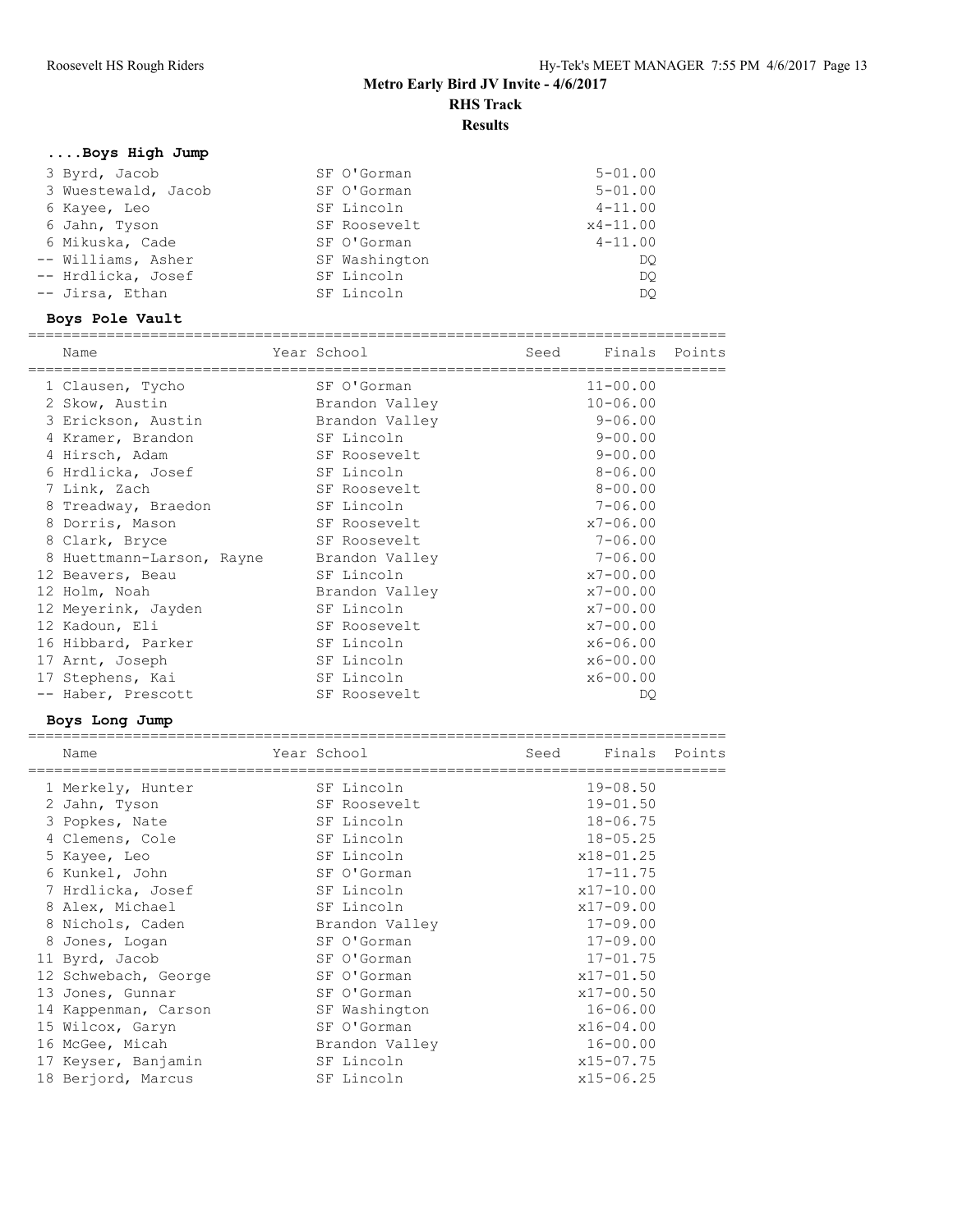# Metro Early Bird JV Invite - 4/6/2017

## RHS Track

## Results

### ....Boys High Jump

| Place | Name | School | Finals |
|---|---|---|---|
| 3 | Byrd, Jacob | SF O'Gorman | 5-01.00 |
| 3 | Wuestewald, Jacob | SF O'Gorman | 5-01.00 |
| 6 | Kayee, Leo | SF Lincoln | 4-11.00 |
| 6 | Jahn, Tyson | SF Roosevelt | x4-11.00 |
| 6 | Mikuska, Cade | SF O'Gorman | 4-11.00 |
| -- | Williams, Asher | SF Washington | DQ |
| -- | Hrdlicka, Josef | SF Lincoln | DQ |
| -- | Jirsa, Ethan | SF Lincoln | DQ |

### Boys Pole Vault

| | Name | Year | School | Seed | Finals | Points |
|---|---|---|---|---|---|---|
| 1 | Clausen, Tycho | | SF O'Gorman | | 11-00.00 | |
| 2 | Skow, Austin | | Brandon Valley | | 10-06.00 | |
| 3 | Erickson, Austin | | Brandon Valley | | 9-06.00 | |
| 4 | Kramer, Brandon | | SF Lincoln | | 9-00.00 | |
| 4 | Hirsch, Adam | | SF Roosevelt | | 9-00.00 | |
| 6 | Hrdlicka, Josef | | SF Lincoln | | 8-06.00 | |
| 7 | Link, Zach | | SF Roosevelt | | 8-00.00 | |
| 8 | Treadway, Braedon | | SF Lincoln | | 7-06.00 | |
| 8 | Dorris, Mason | | SF Roosevelt | | x7-06.00 | |
| 8 | Clark, Bryce | | SF Roosevelt | | 7-06.00 | |
| 8 | Huettmann-Larson, Rayne | | Brandon Valley | | 7-06.00 | |
| 12 | Beavers, Beau | | SF Lincoln | | x7-00.00 | |
| 12 | Holm, Noah | | Brandon Valley | | x7-00.00 | |
| 12 | Meyerink, Jayden | | SF Lincoln | | x7-00.00 | |
| 12 | Kadoun, Eli | | SF Roosevelt | | x7-00.00 | |
| 16 | Hibbard, Parker | | SF Lincoln | | x6-06.00 | |
| 17 | Arnt, Joseph | | SF Lincoln | | x6-00.00 | |
| 17 | Stephens, Kai | | SF Lincoln | | x6-00.00 | |
| -- | Haber, Prescott | | SF Roosevelt | | DQ | |

### Boys Long Jump

| | Name | Year | School | Seed | Finals | Points |
|---|---|---|---|---|---|---|
| 1 | Merkely, Hunter | | SF Lincoln | | 19-08.50 | |
| 2 | Jahn, Tyson | | SF Roosevelt | | 19-01.50 | |
| 3 | Popkes, Nate | | SF Lincoln | | 18-06.75 | |
| 4 | Clemens, Cole | | SF Lincoln | | 18-05.25 | |
| 5 | Kayee, Leo | | SF Lincoln | | x18-01.25 | |
| 6 | Kunkel, John | | SF O'Gorman | | 17-11.75 | |
| 7 | Hrdlicka, Josef | | SF Lincoln | | x17-10.00 | |
| 8 | Alex, Michael | | SF Lincoln | | x17-09.00 | |
| 8 | Nichols, Caden | | Brandon Valley | | 17-09.00 | |
| 8 | Jones, Logan | | SF O'Gorman | | 17-09.00 | |
| 11 | Byrd, Jacob | | SF O'Gorman | | 17-01.75 | |
| 12 | Schwebach, George | | SF O'Gorman | | x17-01.50 | |
| 13 | Jones, Gunnar | | SF O'Gorman | | x17-00.50 | |
| 14 | Kappenman, Carson | | SF Washington | | 16-06.00 | |
| 15 | Wilcox, Garyn | | SF O'Gorman | | x16-04.00 | |
| 16 | McGee, Micah | | Brandon Valley | | 16-00.00 | |
| 17 | Keyser, Banjamin | | SF Lincoln | | x15-07.75 | |
| 18 | Berjord, Marcus | | SF Lincoln | | x15-06.25 | |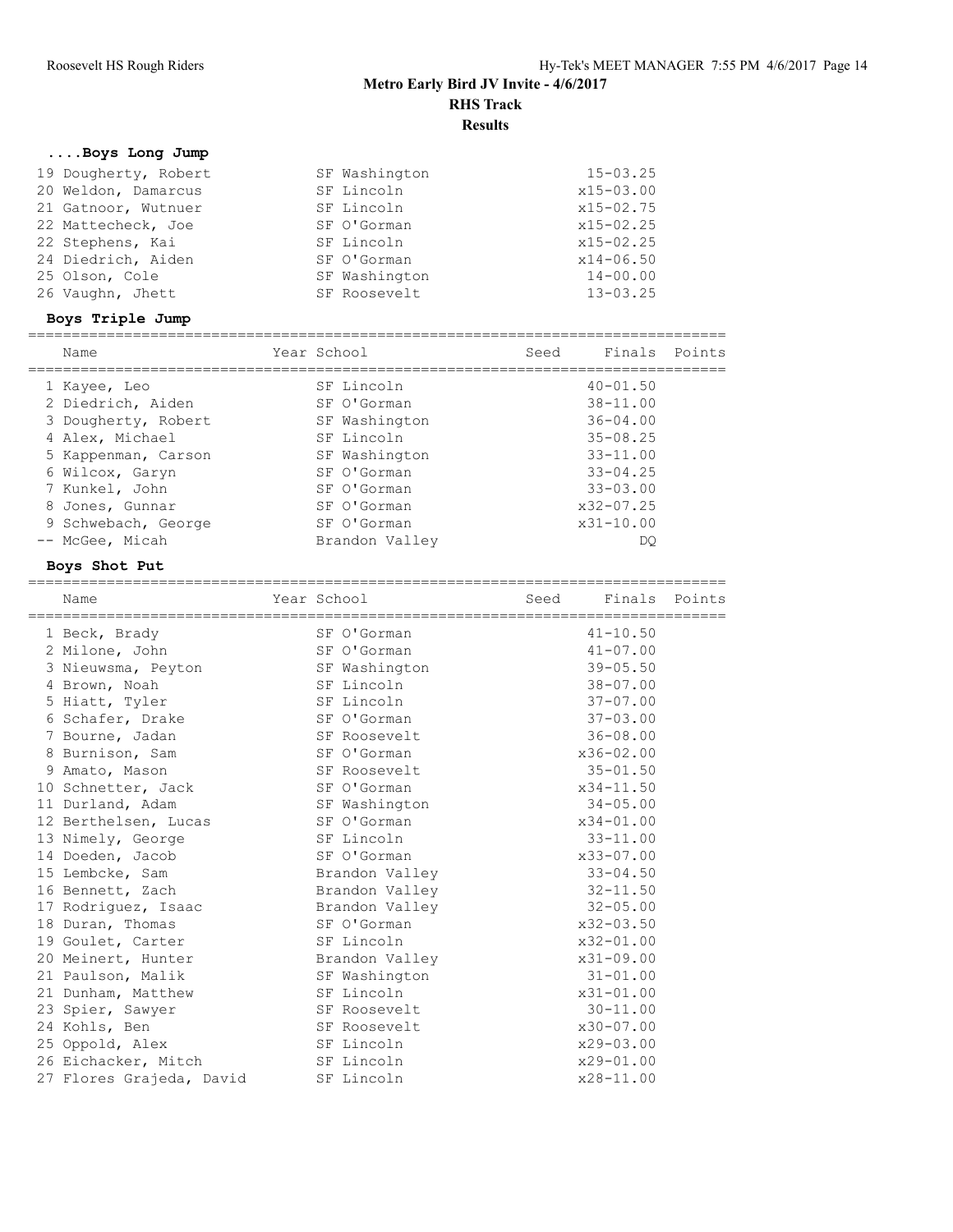# Metro Early Bird JV Invite - 4/6/2017

**RHS Track**

**Results**

### ....Boys Long Jump

| Place | Name | School | Finals |
|---|---|---|---|
| 19 | Dougherty, Robert | SF Washington | 15-03.25 |
| 20 | Weldon, Damarcus | SF Lincoln | x15-03.00 |
| 21 | Gatnoor, Wutnuer | SF Lincoln | x15-02.75 |
| 22 | Mattecheck, Joe | SF O'Gorman | x15-02.25 |
| 22 | Stephens, Kai | SF Lincoln | x15-02.25 |
| 24 | Diedrich, Aiden | SF O'Gorman | x14-06.50 |
| 25 | Olson, Cole | SF Washington | 14-00.00 |
| 26 | Vaughn, Jhett | SF Roosevelt | 13-03.25 |

### Boys Triple Jump

| Place | Name | Year | School | Seed | Finals | Points |
|---|---|---|---|---|---|---|
| 1 | Kayee, Leo | | SF Lincoln | | 40-01.50 | |
| 2 | Diedrich, Aiden | | SF O'Gorman | | 38-11.00 | |
| 3 | Dougherty, Robert | | SF Washington | | 36-04.00 | |
| 4 | Alex, Michael | | SF Lincoln | | 35-08.25 | |
| 5 | Kappenman, Carson | | SF Washington | | 33-11.00 | |
| 6 | Wilcox, Garyn | | SF O'Gorman | | 33-04.25 | |
| 7 | Kunkel, John | | SF O'Gorman | | 33-03.00 | |
| 8 | Jones, Gunnar | | SF O'Gorman | | x32-07.25 | |
| 9 | Schwebach, George | | SF O'Gorman | | x31-10.00 | |
| -- | McGee, Micah | | Brandon Valley | | DQ | |

### Boys Shot Put

| Place | Name | Year | School | Seed | Finals | Points |
|---|---|---|---|---|---|---|
| 1 | Beck, Brady | | SF O'Gorman | | 41-10.50 | |
| 2 | Milone, John | | SF O'Gorman | | 41-07.00 | |
| 3 | Nieuwsma, Peyton | | SF Washington | | 39-05.50 | |
| 4 | Brown, Noah | | SF Lincoln | | 38-07.00 | |
| 5 | Hiatt, Tyler | | SF Lincoln | | 37-07.00 | |
| 6 | Schafer, Drake | | SF O'Gorman | | 37-03.00 | |
| 7 | Bourne, Jadan | | SF Roosevelt | | 36-08.00 | |
| 8 | Burnison, Sam | | SF O'Gorman | | x36-02.00 | |
| 9 | Amato, Mason | | SF Roosevelt | | 35-01.50 | |
| 10 | Schnetter, Jack | | SF O'Gorman | | x34-11.50 | |
| 11 | Durland, Adam | | SF Washington | | 34-05.00 | |
| 12 | Berthelsen, Lucas | | SF O'Gorman | | x34-01.00 | |
| 13 | Nimely, George | | SF Lincoln | | 33-11.00 | |
| 14 | Doeden, Jacob | | SF O'Gorman | | x33-07.00 | |
| 15 | Lembcke, Sam | | Brandon Valley | | 33-04.50 | |
| 16 | Bennett, Zach | | Brandon Valley | | 32-11.50 | |
| 17 | Rodriguez, Isaac | | Brandon Valley | | 32-05.00 | |
| 18 | Duran, Thomas | | SF O'Gorman | | x32-03.50 | |
| 19 | Goulet, Carter | | SF Lincoln | | x32-01.00 | |
| 20 | Meinert, Hunter | | Brandon Valley | | x31-09.00 | |
| 21 | Paulson, Malik | | SF Washington | | 31-01.00 | |
| 21 | Dunham, Matthew | | SF Lincoln | | x31-01.00 | |
| 23 | Spier, Sawyer | | SF Roosevelt | | 30-11.00 | |
| 24 | Kohls, Ben | | SF Roosevelt | | x30-07.00 | |
| 25 | Oppold, Alex | | SF Lincoln | | x29-03.00 | |
| 26 | Eichacker, Mitch | | SF Lincoln | | x29-01.00 | |
| 27 | Flores Grajeda, David | | SF Lincoln | | x28-11.00 | |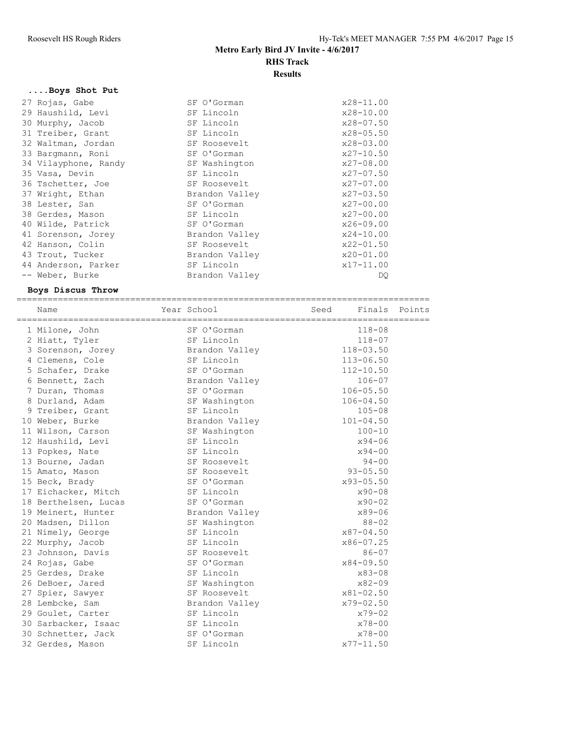# Metro Early Bird JV Invite - 4/6/2017

## RHS Track

## Results

### ....Boys Shot Put

| Place | Name | School | Finals |
|---|---|---|---|
| 27 | Rojas, Gabe | SF O'Gorman | x28-11.00 |
| 29 | Haushild, Levi | SF Lincoln | x28-10.00 |
| 30 | Murphy, Jacob | SF Lincoln | x28-07.50 |
| 31 | Treiber, Grant | SF Lincoln | x28-05.50 |
| 32 | Waltman, Jordan | SF Roosevelt | x28-03.00 |
| 33 | Bargmann, Roni | SF O'Gorman | x27-10.50 |
| 34 | Vilayphone, Randy | SF Washington | x27-08.00 |
| 35 | Vasa, Devin | SF Lincoln | x27-07.50 |
| 36 | Tschetter, Joe | SF Roosevelt | x27-07.00 |
| 37 | Wright, Ethan | Brandon Valley | x27-03.50 |
| 38 | Lester, San | SF O'Gorman | x27-00.00 |
| 38 | Gerdes, Mason | SF Lincoln | x27-00.00 |
| 40 | Wilde, Patrick | SF O'Gorman | x26-09.00 |
| 41 | Sorenson, Jorey | Brandon Valley | x24-10.00 |
| 42 | Hanson, Colin | SF Roosevelt | x22-01.50 |
| 43 | Trout, Tucker | Brandon Valley | x20-01.00 |
| 44 | Anderson, Parker | SF Lincoln | x17-11.00 |
| -- | Weber, Burke | Brandon Valley | DQ |

### Boys Discus Throw

| Place | Name | Year | School | Seed | Finals | Points |
|---|---|---|---|---|---|---|
| 1 | Milone, John | | SF O'Gorman | | 118-08 | |
| 2 | Hiatt, Tyler | | SF Lincoln | | 118-07 | |
| 3 | Sorenson, Jorey | | Brandon Valley | | 118-03.50 | |
| 4 | Clemens, Cole | | SF Lincoln | | 113-06.50 | |
| 5 | Schafer, Drake | | SF O'Gorman | | 112-10.50 | |
| 6 | Bennett, Zach | | Brandon Valley | | 106-07 | |
| 7 | Duran, Thomas | | SF O'Gorman | | 106-05.50 | |
| 8 | Durland, Adam | | SF Washington | | 106-04.50 | |
| 9 | Treiber, Grant | | SF Lincoln | | 105-08 | |
| 10 | Weber, Burke | | Brandon Valley | | 101-04.50 | |
| 11 | Wilson, Carson | | SF Washington | | 100-10 | |
| 12 | Haushild, Levi | | SF Lincoln | | x94-06 | |
| 13 | Popkes, Nate | | SF Lincoln | | x94-00 | |
| 13 | Bourne, Jadan | | SF Roosevelt | | 94-00 | |
| 15 | Amato, Mason | | SF Roosevelt | | 93-05.50 | |
| 15 | Beck, Brady | | SF O'Gorman | | x93-05.50 | |
| 17 | Eichacker, Mitch | | SF Lincoln | | x90-08 | |
| 18 | Berthelsen, Lucas | | SF O'Gorman | | x90-02 | |
| 19 | Meinert, Hunter | | Brandon Valley | | x89-06 | |
| 20 | Madsen, Dillon | | SF Washington | | 88-02 | |
| 21 | Nimely, George | | SF Lincoln | | x87-04.50 | |
| 22 | Murphy, Jacob | | SF Lincoln | | x86-07.25 | |
| 23 | Johnson, Davis | | SF Roosevelt | | 86-07 | |
| 24 | Rojas, Gabe | | SF O'Gorman | | x84-09.50 | |
| 25 | Gerdes, Drake | | SF Lincoln | | x83-08 | |
| 26 | DeBoer, Jared | | SF Washington | | x82-09 | |
| 27 | Spier, Sawyer | | SF Roosevelt | | x81-02.50 | |
| 28 | Lembcke, Sam | | Brandon Valley | | x79-02.50 | |
| 29 | Goulet, Carter | | SF Lincoln | | x79-02 | |
| 30 | Sarbacker, Isaac | | SF Lincoln | | x78-00 | |
| 30 | Schnetter, Jack | | SF O'Gorman | | x78-00 | |
| 32 | Gerdes, Mason | | SF Lincoln | | x77-11.50 | |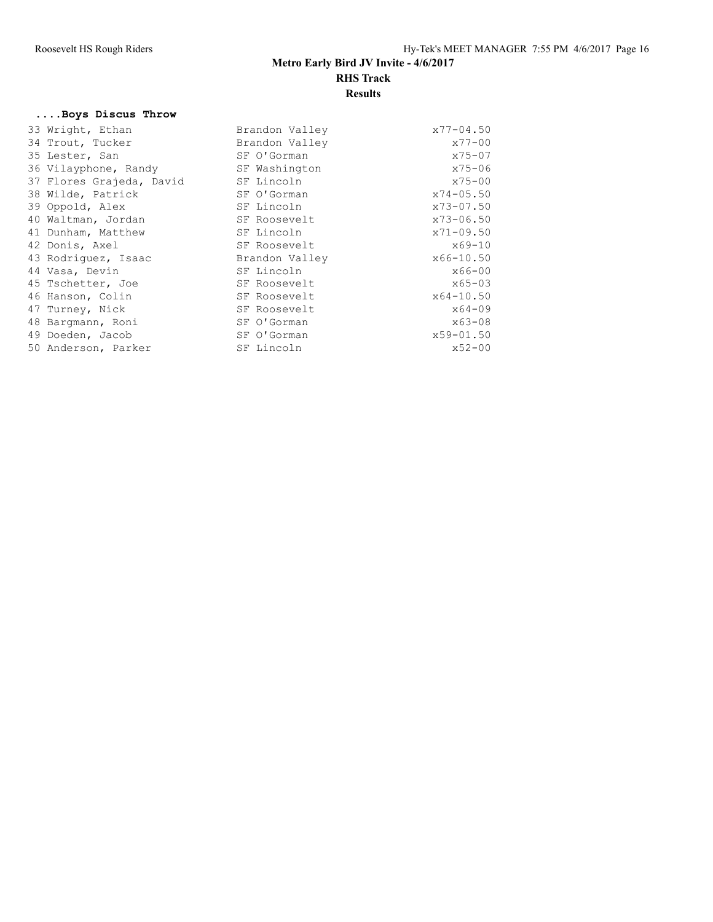### ....Boys Discus Throw

| | | | |
|---|---|---|---|
| 33 | Wright, Ethan | Brandon Valley | x77-04.50 |
| 34 | Trout, Tucker | Brandon Valley | x77-00 |
| 35 | Lester, San | SF O'Gorman | x75-07 |
| 36 | Vilayphone, Randy | SF Washington | x75-06 |
| 37 | Flores Grajeda, David | SF Lincoln | x75-00 |
| 38 | Wilde, Patrick | SF O'Gorman | x74-05.50 |
| 39 | Oppold, Alex | SF Lincoln | x73-07.50 |
| 40 | Waltman, Jordan | SF Roosevelt | x73-06.50 |
| 41 | Dunham, Matthew | SF Lincoln | x71-09.50 |
| 42 | Donis, Axel | SF Roosevelt | x69-10 |
| 43 | Rodriguez, Isaac | Brandon Valley | x66-10.50 |
| 44 | Vasa, Devin | SF Lincoln | x66-00 |
| 45 | Tschetter, Joe | SF Roosevelt | x65-03 |
| 46 | Hanson, Colin | SF Roosevelt | x64-10.50 |
| 47 | Turney, Nick | SF Roosevelt | x64-09 |
| 48 | Bargmann, Roni | SF O'Gorman | x63-08 |
| 49 | Doeden, Jacob | SF O'Gorman | x59-01.50 |
| 50 | Anderson, Parker | SF Lincoln | x52-00 |